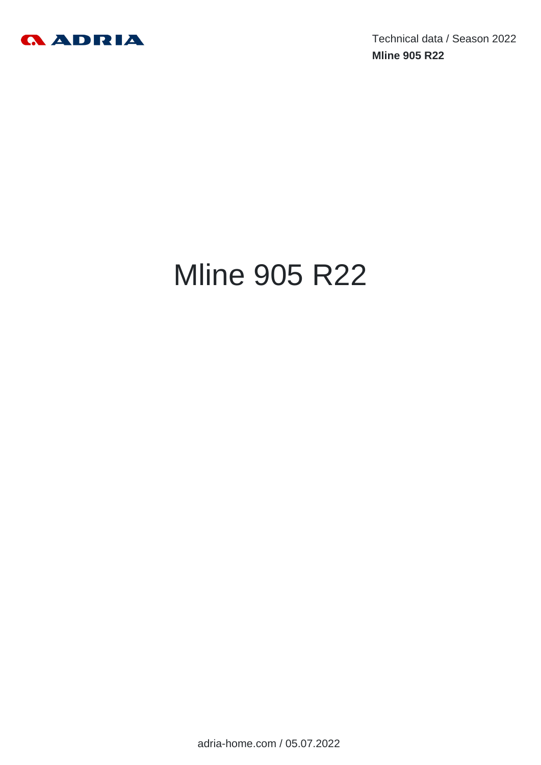# Mline 905 R22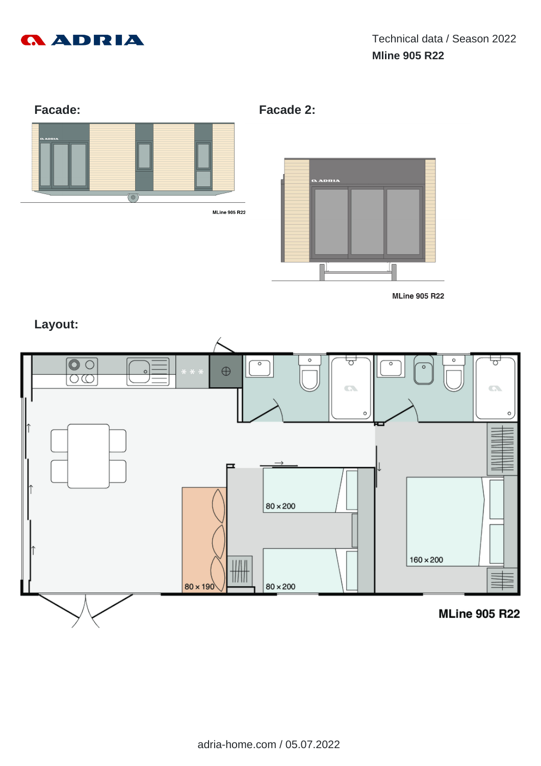Technical data / Season 2022

**Mline 905 R22**

## Facade:

MLine 905 R22

## Facade 2:

MLine 905 R22

## Layout:

80 × 200

80 × 190

80 × 200

160 × 200

**MLine 905 R22**

adria-home.com / 05.07.2022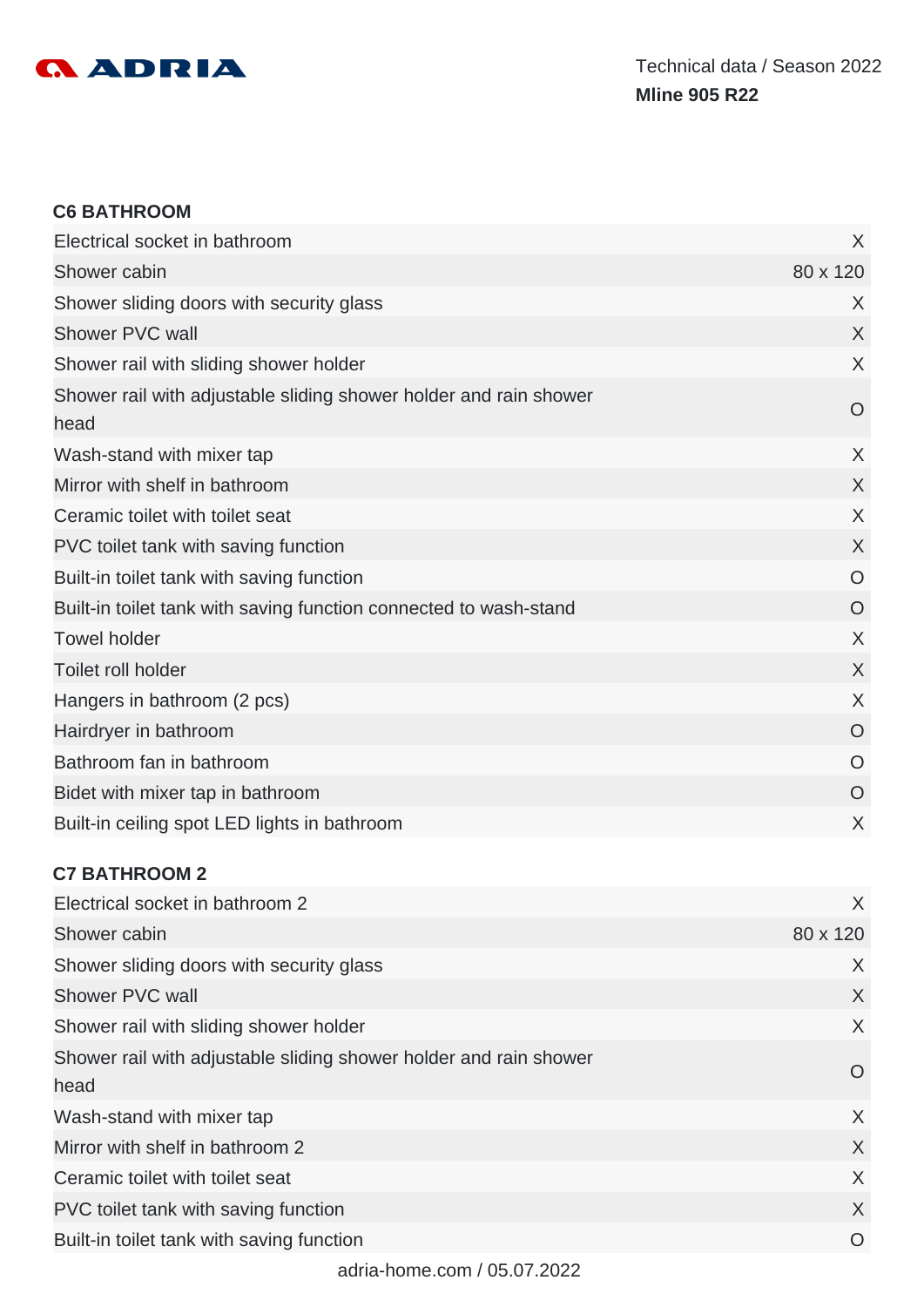### C6 BATHROOM

| | |
|---|---|
| Electrical socket in bathroom | X |
| Shower cabin | 80 x 120 |
| Shower sliding doors with security glass | X |
| Shower PVC wall | X |
| Shower rail with sliding shower holder | X |
| Shower rail with adjustable sliding shower holder and rain shower head | O |
| Wash-stand with mixer tap | X |
| Mirror with shelf in bathroom | X |
| Ceramic toilet with toilet seat | X |
| PVC toilet tank with saving function | X |
| Built-in toilet tank with saving function | O |
| Built-in toilet tank with saving function connected to wash-stand | O |
| Towel holder | X |
| Toilet roll holder | X |
| Hangers in bathroom (2 pcs) | X |
| Hairdryer in bathroom | O |
| Bathroom fan in bathroom | O |
| Bidet with mixer tap in bathroom | O |
| Built-in ceiling spot LED lights in bathroom | X |

### C7 BATHROOM 2

| | |
|---|---|
| Electrical socket in bathroom 2 | X |
| Shower cabin | 80 x 120 |
| Shower sliding doors with security glass | X |
| Shower PVC wall | X |
| Shower rail with sliding shower holder | X |
| Shower rail with adjustable sliding shower holder and rain shower head | O |
| Wash-stand with mixer tap | X |
| Mirror with shelf in bathroom 2 | X |
| Ceramic toilet with toilet seat | X |
| PVC toilet tank with saving function | X |
| Built-in toilet tank with saving function | O |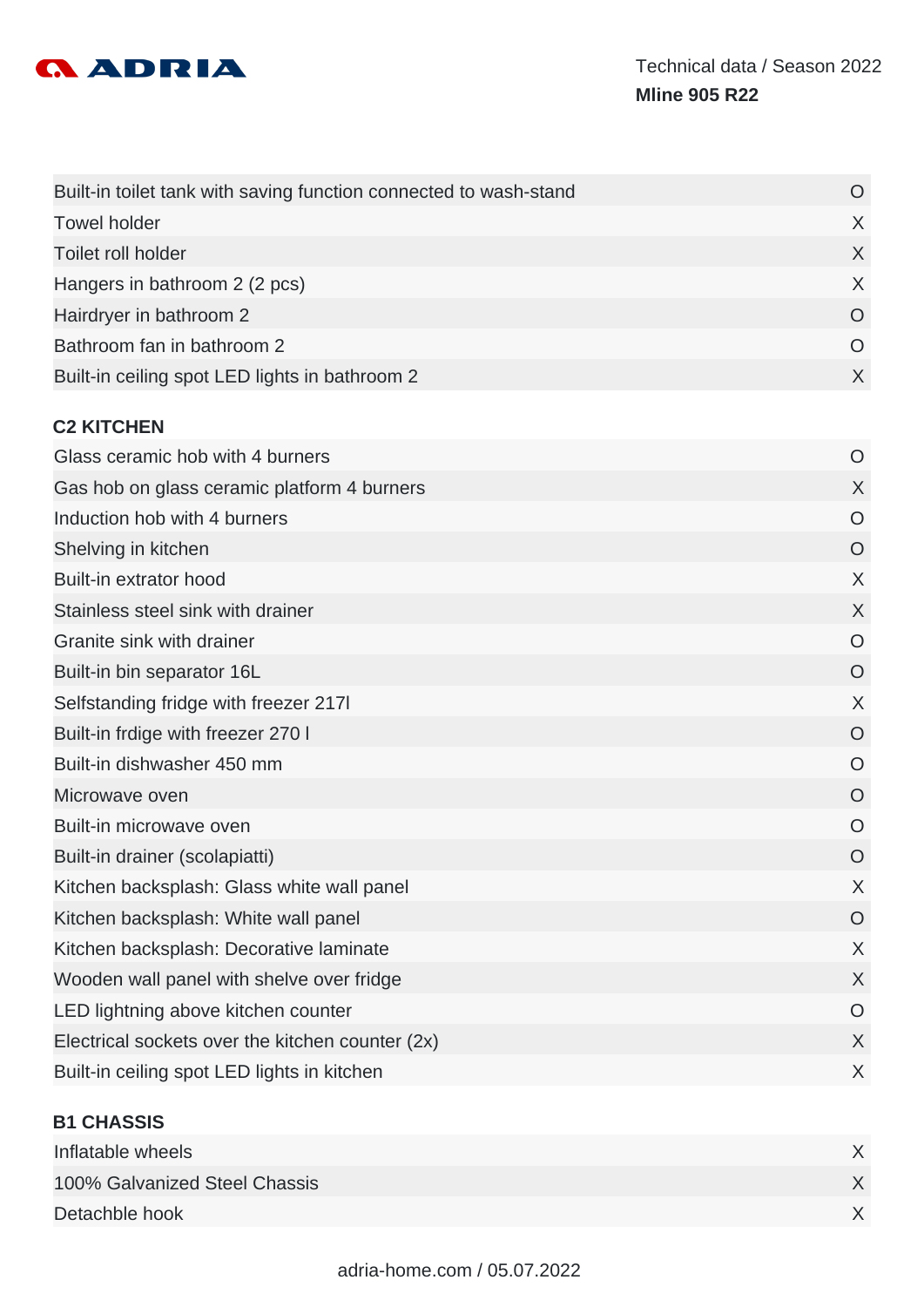| | |
|---|---|
| Built-in toilet tank with saving function connected to wash-stand | O |
| Towel holder | X |
| Toilet roll holder | X |
| Hangers in bathroom 2 (2 pcs) | X |
| Hairdryer in bathroom 2 | O |
| Bathroom fan in bathroom 2 | O |
| Built-in ceiling spot LED lights in bathroom 2 | X |

### C2 KITCHEN

| | |
|---|---|
| Glass ceramic hob with 4 burners | O |
| Gas hob on glass ceramic platform 4 burners | X |
| Induction hob with 4 burners | O |
| Shelving in kitchen | O |
| Built-in extrator hood | X |
| Stainless steel sink with drainer | X |
| Granite sink with drainer | O |
| Built-in bin separator 16L | O |
| Selfstanding fridge with freezer 217l | X |
| Built-in frdige with freezer 270 l | O |
| Built-in dishwasher 450 mm | O |
| Microwave oven | O |
| Built-in microwave oven | O |
| Built-in drainer (scolapiatti) | O |
| Kitchen backsplash: Glass white wall panel | X |
| Kitchen backsplash: White wall panel | O |
| Kitchen backsplash: Decorative laminate | X |
| Wooden wall panel with shelve over fridge | X |
| LED lightning above kitchen counter | O |
| Electrical sockets over the kitchen counter (2x) | X |
| Built-in ceiling spot LED lights in kitchen | X |

### B1 CHASSIS

| | |
|---|---|
| Inflatable wheels | X |
| 100% Galvanized Steel Chassis | X |
| Detachble hook | X |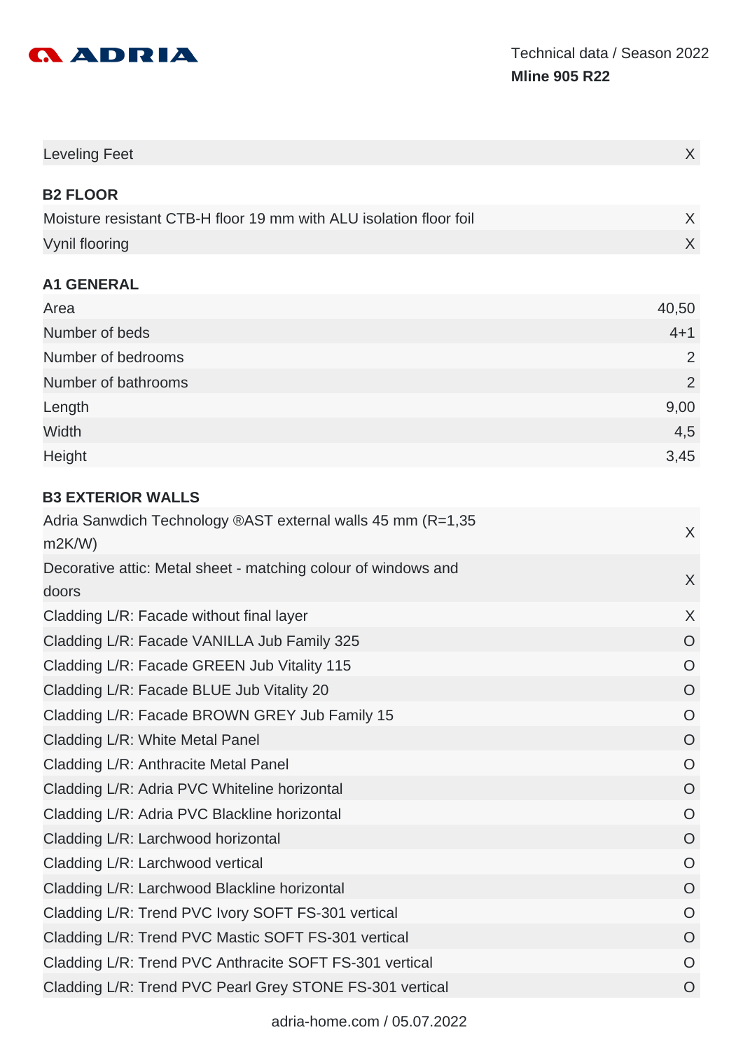| | |
|---|---|
| Leveling Feet | X |

**B2 FLOOR**

| | |
|---|---|
| Moisture resistant CTB-H floor 19 mm with ALU isolation floor foil | X |
| Vynil flooring | X |

**A1 GENERAL**

| | |
|---|---|
| Area | 40,50 |
| Number of beds | 4+1 |
| Number of bedrooms | 2 |
| Number of bathrooms | 2 |
| Length | 9,00 |
| Width | 4,5 |
| Height | 3,45 |

**B3 EXTERIOR WALLS**

| | |
|---|---|
| Adria Sanwdich Technology ®AST external walls 45 mm (R=1,35 m2K/W) | X |
| Decorative attic: Metal sheet - matching colour of windows and doors | X |
| Cladding L/R: Facade without final layer | X |
| Cladding L/R: Facade VANILLA Jub Family 325 | O |
| Cladding L/R: Facade GREEN Jub Vitality 115 | O |
| Cladding L/R: Facade BLUE Jub Vitality 20 | O |
| Cladding L/R: Facade BROWN GREY Jub Family 15 | O |
| Cladding L/R: White Metal Panel | O |
| Cladding L/R: Anthracite Metal Panel | O |
| Cladding L/R: Adria PVC Whiteline horizontal | O |
| Cladding L/R: Adria PVC Blackline horizontal | O |
| Cladding L/R: Larchwood horizontal | O |
| Cladding L/R: Larchwood vertical | O |
| Cladding L/R: Larchwood Blackline horizontal | O |
| Cladding L/R: Trend PVC Ivory SOFT FS-301 vertical | O |
| Cladding L/R: Trend PVC Mastic SOFT FS-301 vertical | O |
| Cladding L/R: Trend PVC Anthracite SOFT FS-301 vertical | O |
| Cladding L/R: Trend PVC Pearl Grey STONE FS-301 vertical | O |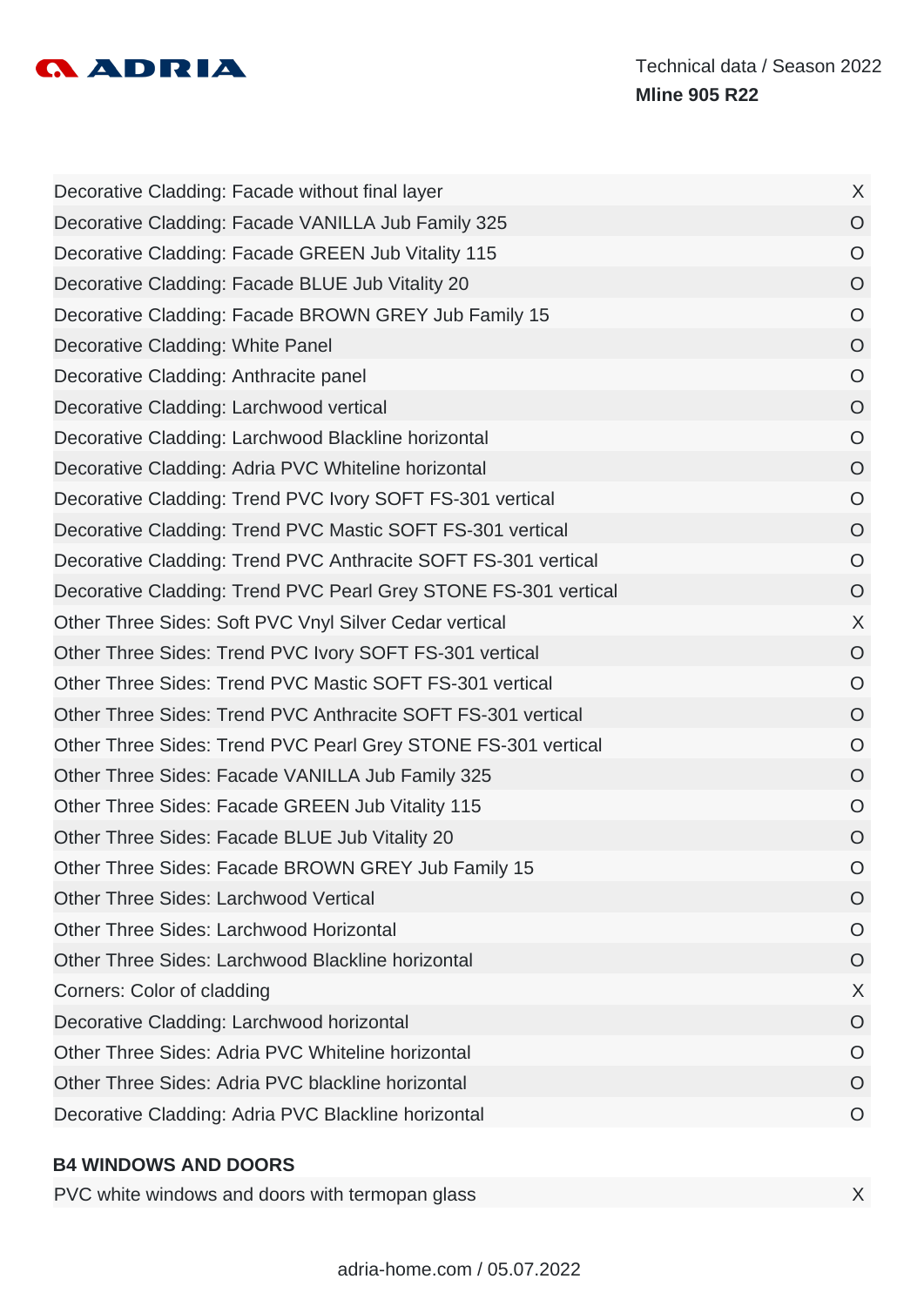| | |
|---|---|
| Decorative Cladding: Facade without final layer | X |
| Decorative Cladding: Facade VANILLA Jub Family 325 | O |
| Decorative Cladding: Facade GREEN Jub Vitality 115 | O |
| Decorative Cladding: Facade BLUE Jub Vitality 20 | O |
| Decorative Cladding: Facade BROWN GREY Jub Family 15 | O |
| Decorative Cladding: White Panel | O |
| Decorative Cladding: Anthracite panel | O |
| Decorative Cladding: Larchwood vertical | O |
| Decorative Cladding: Larchwood Blackline horizontal | O |
| Decorative Cladding: Adria PVC Whiteline horizontal | O |
| Decorative Cladding: Trend PVC Ivory SOFT FS-301 vertical | O |
| Decorative Cladding: Trend PVC Mastic SOFT FS-301 vertical | O |
| Decorative Cladding: Trend PVC Anthracite SOFT FS-301 vertical | O |
| Decorative Cladding: Trend PVC Pearl Grey STONE FS-301 vertical | O |
| Other Three Sides: Soft PVC Vnyl Silver Cedar vertical | X |
| Other Three Sides: Trend PVC Ivory SOFT FS-301 vertical | O |
| Other Three Sides: Trend PVC Mastic SOFT FS-301 vertical | O |
| Other Three Sides: Trend PVC Anthracite SOFT FS-301 vertical | O |
| Other Three Sides: Trend PVC Pearl Grey STONE FS-301 vertical | O |
| Other Three Sides: Facade VANILLA Jub Family 325 | O |
| Other Three Sides: Facade GREEN Jub Vitality 115 | O |
| Other Three Sides: Facade BLUE Jub Vitality 20 | O |
| Other Three Sides: Facade BROWN GREY Jub Family 15 | O |
| Other Three Sides: Larchwood Vertical | O |
| Other Three Sides: Larchwood Horizontal | O |
| Other Three Sides: Larchwood Blackline horizontal | O |
| Corners: Color of cladding | X |
| Decorative Cladding: Larchwood horizontal | O |
| Other Three Sides: Adria PVC Whiteline horizontal | O |
| Other Three Sides: Adria PVC blackline horizontal | O |
| Decorative Cladding: Adria PVC Blackline horizontal | O |

### B4 WINDOWS AND DOORS

| | |
|---|---|
| PVC white windows and doors with termopan glass | X |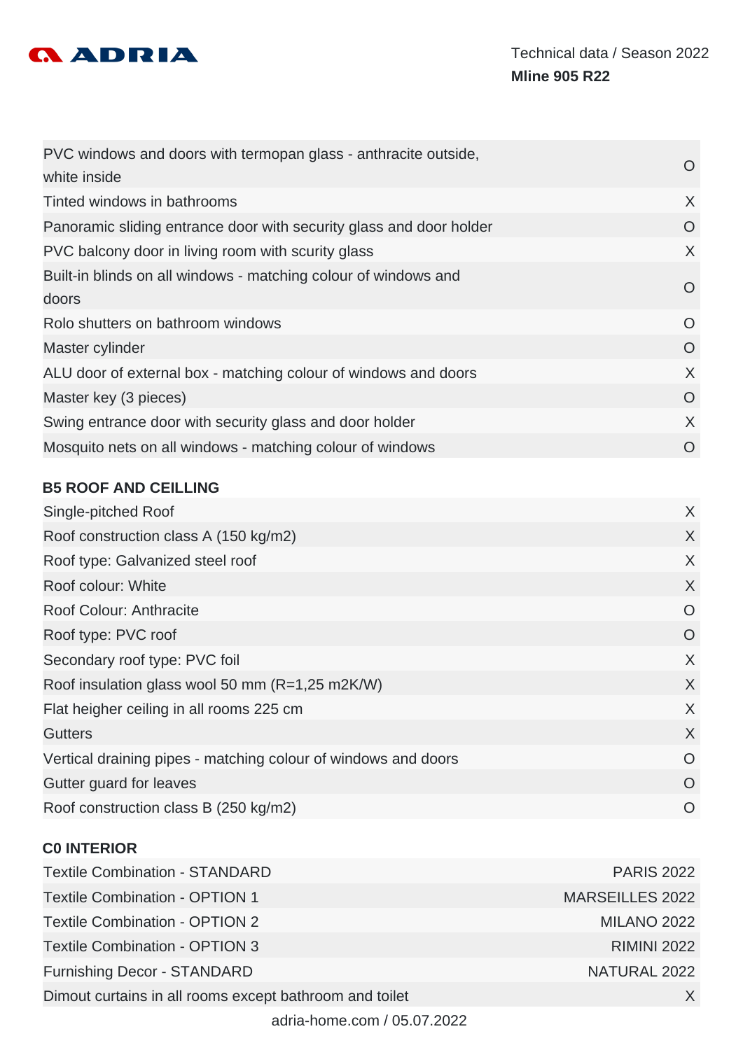| | |
|---|---|
| PVC windows and doors with termopan glass - anthracite outside, white inside | O |
| Tinted windows in bathrooms | X |
| Panoramic sliding entrance door with security glass and door holder | O |
| PVC balcony door in living room with scurity glass | X |
| Built-in blinds on all windows - matching colour of windows and doors | O |
| Rolo shutters on bathroom windows | O |
| Master cylinder | O |
| ALU door of external box - matching colour of windows and doors | X |
| Master key (3 pieces) | O |
| Swing entrance door with security glass and door holder | X |
| Mosquito nets on all windows - matching colour of windows | O |

## B5 ROOF AND CEILLING

| | |
|---|---|
| Single-pitched Roof | X |
| Roof construction class A (150 kg/m2) | X |
| Roof type: Galvanized steel roof | X |
| Roof colour: White | X |
| Roof Colour: Anthracite | O |
| Roof type: PVC roof | O |
| Secondary roof type: PVC foil | X |
| Roof insulation glass wool 50 mm (R=1,25 m2K/W) | X |
| Flat heigher ceiling in all rooms 225 cm | X |
| Gutters | X |
| Vertical draining pipes - matching colour of windows and doors | O |
| Gutter guard for leaves | O |
| Roof construction class B (250 kg/m2) | O |

## C0 INTERIOR

| | |
|---|---|
| Textile Combination - STANDARD | PARIS 2022 |
| Textile Combination - OPTION 1 | MARSEILLES 2022 |
| Textile Combination - OPTION 2 | MILANO 2022 |
| Textile Combination - OPTION 3 | RIMINI 2022 |
| Furnishing Decor - STANDARD | NATURAL 2022 |
| Dimout curtains in all rooms except bathroom and toilet | X |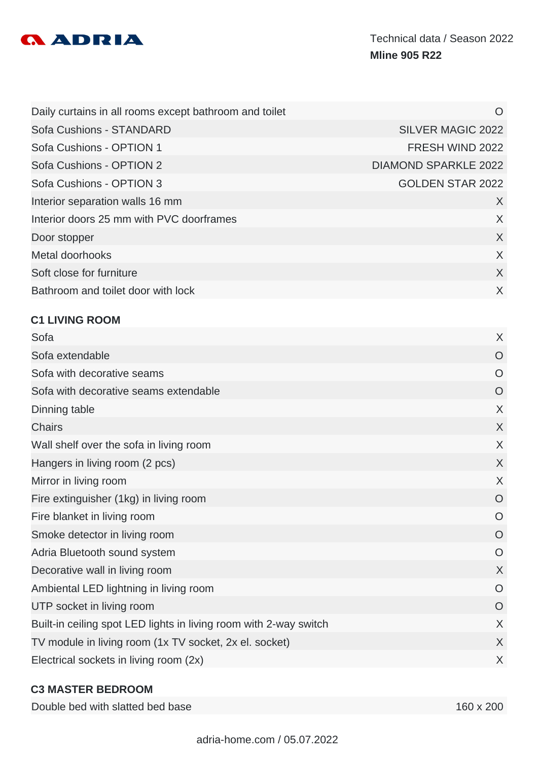| | |
|---|---|
| Daily curtains in all rooms except bathroom and toilet | O |
| Sofa Cushions - STANDARD | SILVER MAGIC 2022 |
| Sofa Cushions - OPTION 1 | FRESH WIND 2022 |
| Sofa Cushions - OPTION 2 | DIAMOND SPARKLE 2022 |
| Sofa Cushions - OPTION 3 | GOLDEN STAR 2022 |
| Interior separation walls 16 mm | X |
| Interior doors 25 mm with PVC doorframes | X |
| Door stopper | X |
| Metal doorhooks | X |
| Soft close for furniture | X |
| Bathroom and toilet door with lock | X |

**C1 LIVING ROOM**

| | |
|---|---|
| Sofa | X |
| Sofa extendable | O |
| Sofa with decorative seams | O |
| Sofa with decorative seams extendable | O |
| Dinning table | X |
| Chairs | X |
| Wall shelf over the sofa in living room | X |
| Hangers in living room (2 pcs) | X |
| Mirror in living room | X |
| Fire extinguisher (1kg) in living room | O |
| Fire blanket in living room | O |
| Smoke detector in living room | O |
| Adria Bluetooth sound system | O |
| Decorative wall in living room | X |
| Ambiental LED lightning in living room | O |
| UTP socket in living room | O |
| Built-in ceiling spot LED lights in living room with 2-way switch | X |
| TV module in living room (1x TV socket, 2x el. socket) | X |
| Electrical sockets in living room (2x) | X |

**C3 MASTER BEDROOM**

| | |
|---|---|
| Double bed with slatted bed base | 160 x 200 |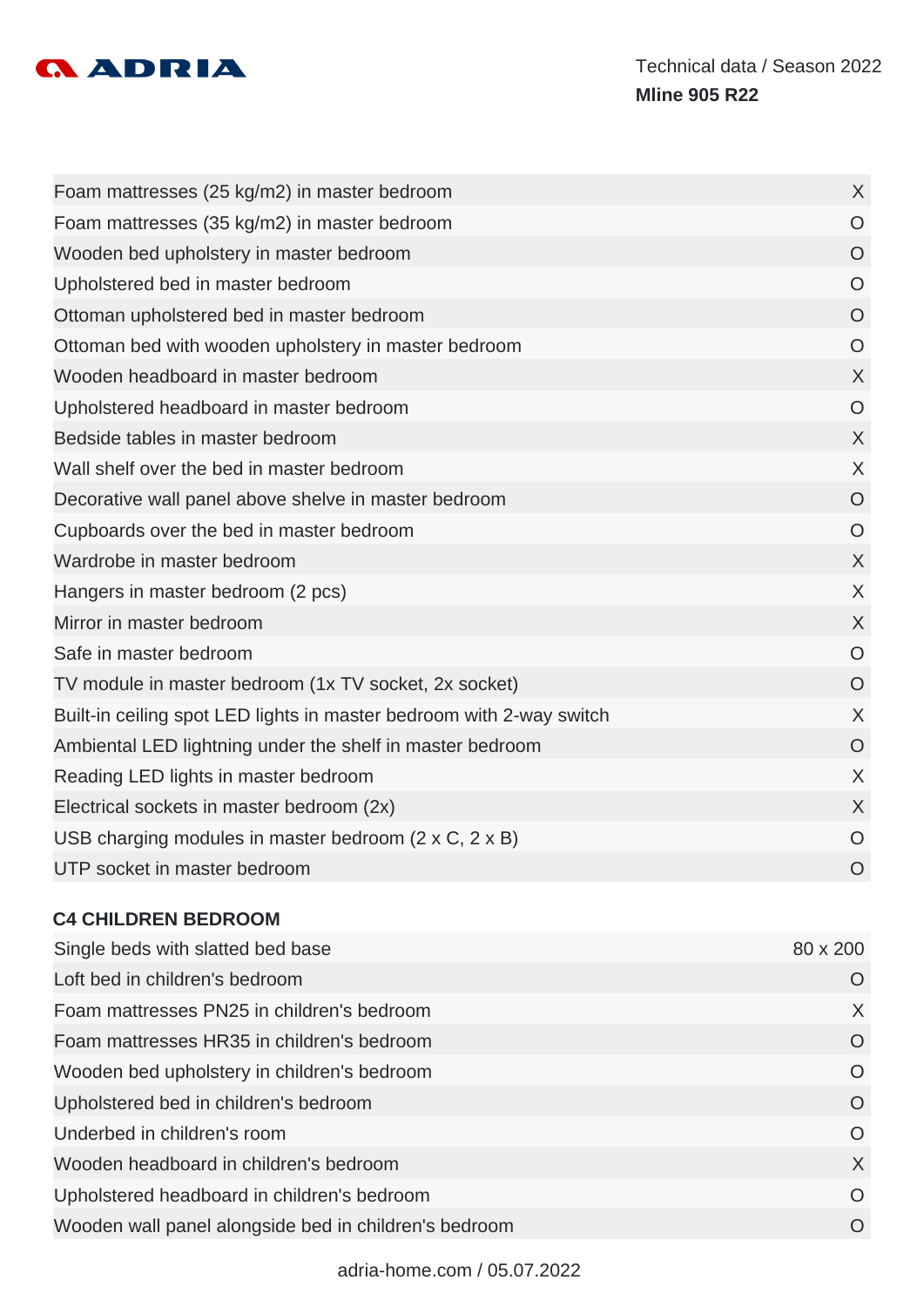| | |
|---|---|
| Foam mattresses (25 kg/m2) in master bedroom | X |
| Foam mattresses (35 kg/m2) in master bedroom | O |
| Wooden bed upholstery in master bedroom | O |
| Upholstered bed in master bedroom | O |
| Ottoman upholstered bed in master bedroom | O |
| Ottoman bed with wooden upholstery in master bedroom | O |
| Wooden headboard in master bedroom | X |
| Upholstered headboard in master bedroom | O |
| Bedside tables in master bedroom | X |
| Wall shelf over the bed in master bedroom | X |
| Decorative wall panel above shelve in master bedroom | O |
| Cupboards over the bed in master bedroom | O |
| Wardrobe in master bedroom | X |
| Hangers in master bedroom (2 pcs) | X |
| Mirror in master bedroom | X |
| Safe in master bedroom | O |
| TV module in master bedroom (1x TV socket, 2x socket) | O |
| Built-in ceiling spot LED lights in master bedroom with 2-way switch | X |
| Ambiental LED lightning under the shelf in master bedroom | O |
| Reading LED lights in master bedroom | X |
| Electrical sockets in master bedroom (2x) | X |
| USB charging modules in master bedroom (2 x C, 2 x B) | O |
| UTP socket in master bedroom | O |

**C4 CHILDREN BEDROOM**

| | |
|---|---|
| Single beds with slatted bed base | 80 x 200 |
| Loft bed in children's bedroom | O |
| Foam mattresses PN25 in children's bedroom | X |
| Foam mattresses HR35 in children's bedroom | O |
| Wooden bed upholstery in children's bedroom | O |
| Upholstered bed in children's bedroom | O |
| Underbed in children's room | O |
| Wooden headboard in children's bedroom | X |
| Upholstered headboard in children's bedroom | O |
| Wooden wall panel alongside bed in children's bedroom | O |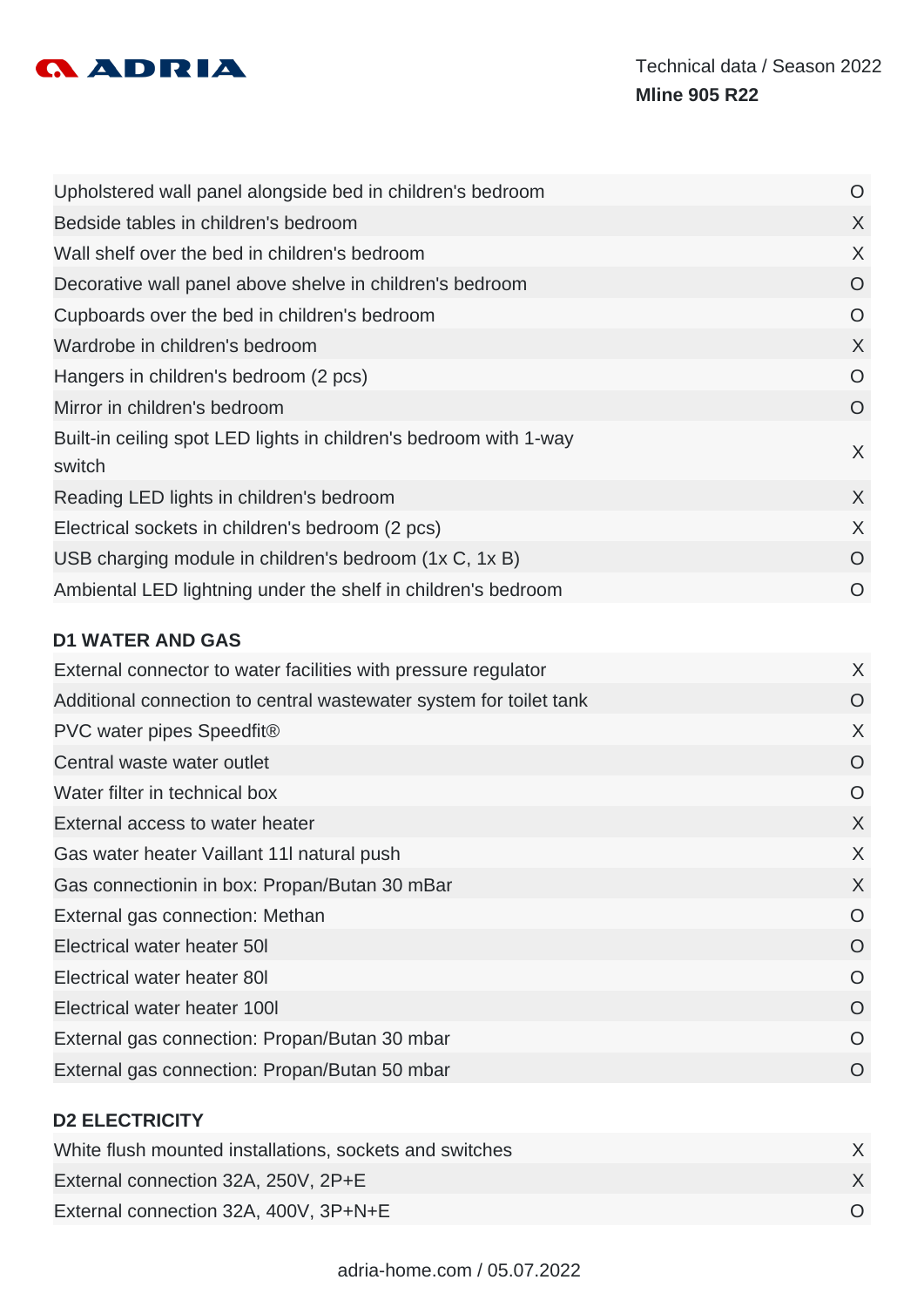| | |
|---|---|
| Upholstered wall panel alongside bed in children's bedroom | O |
| Bedside tables in children's bedroom | X |
| Wall shelf over the bed in children's bedroom | X |
| Decorative wall panel above shelve in children's bedroom | O |
| Cupboards over the bed in children's bedroom | O |
| Wardrobe in children's bedroom | X |
| Hangers in children's bedroom (2 pcs) | O |
| Mirror in children's bedroom | O |
| Built-in ceiling spot LED lights in children's bedroom with 1-way switch | X |
| Reading LED lights in children's bedroom | X |
| Electrical sockets in children's bedroom (2 pcs) | X |
| USB charging module in children's bedroom (1x C, 1x B) | O |
| Ambiental LED lightning under the shelf in children's bedroom | O |

### D1 WATER AND GAS

| | |
|---|---|
| External connector to water facilities with pressure regulator | X |
| Additional connection to central wastewater system for toilet tank | O |
| PVC water pipes Speedfit® | X |
| Central waste water outlet | O |
| Water filter in technical box | O |
| External access to water heater | X |
| Gas water heater Vaillant 11l natural push | X |
| Gas connectionin in box: Propan/Butan 30 mBar | X |
| External gas connection: Methan | O |
| Electrical water heater 50l | O |
| Electrical water heater 80l | O |
| Electrical water heater 100l | O |
| External gas connection: Propan/Butan 30 mbar | O |
| External gas connection: Propan/Butan 50 mbar | O |

### D2 ELECTRICITY

| | |
|---|---|
| White flush mounted installations, sockets and switches | X |
| External connection 32A, 250V, 2P+E | X |
| External connection 32A, 400V, 3P+N+E | O |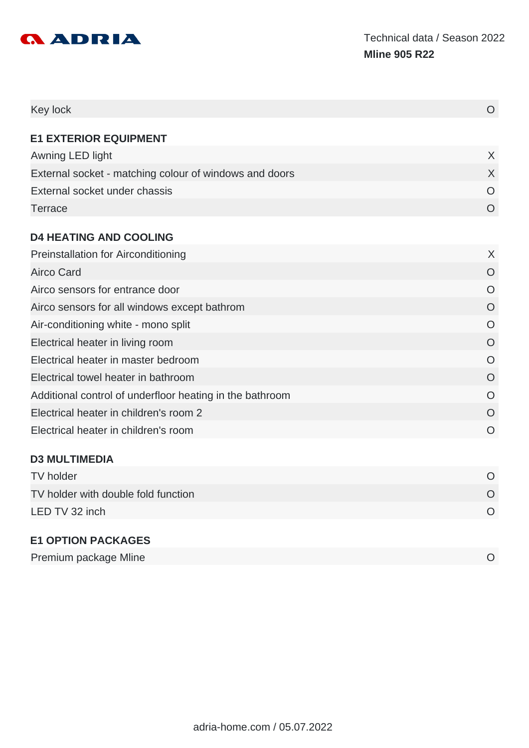| Key lock | O |
|---|---|

## E1 EXTERIOR EQUIPMENT

| | |
|---|---|
| Awning LED light | X |
| External socket - matching colour of windows and doors | X |
| External socket under chassis | O |
| Terrace | O |

## D4 HEATING AND COOLING

| | |
|---|---|
| Preinstallation for Airconditioning | X |
| Airco Card | O |
| Airco sensors for entrance door | O |
| Airco sensors for all windows except bathrom | O |
| Air-conditioning white - mono split | O |
| Electrical heater in living room | O |
| Electrical heater in master bedroom | O |
| Electrical towel heater in bathroom | O |
| Additional control of underfloor heating in the bathroom | O |
| Electrical heater in children's room 2 | O |
| Electrical heater in children's room | O |

## D3 MULTIMEDIA

| | |
|---|---|
| TV holder | O |
| TV holder with double fold function | O |
| LED TV 32 inch | O |

## E1 OPTION PACKAGES

| | |
|---|---|
| Premium package Mline | O |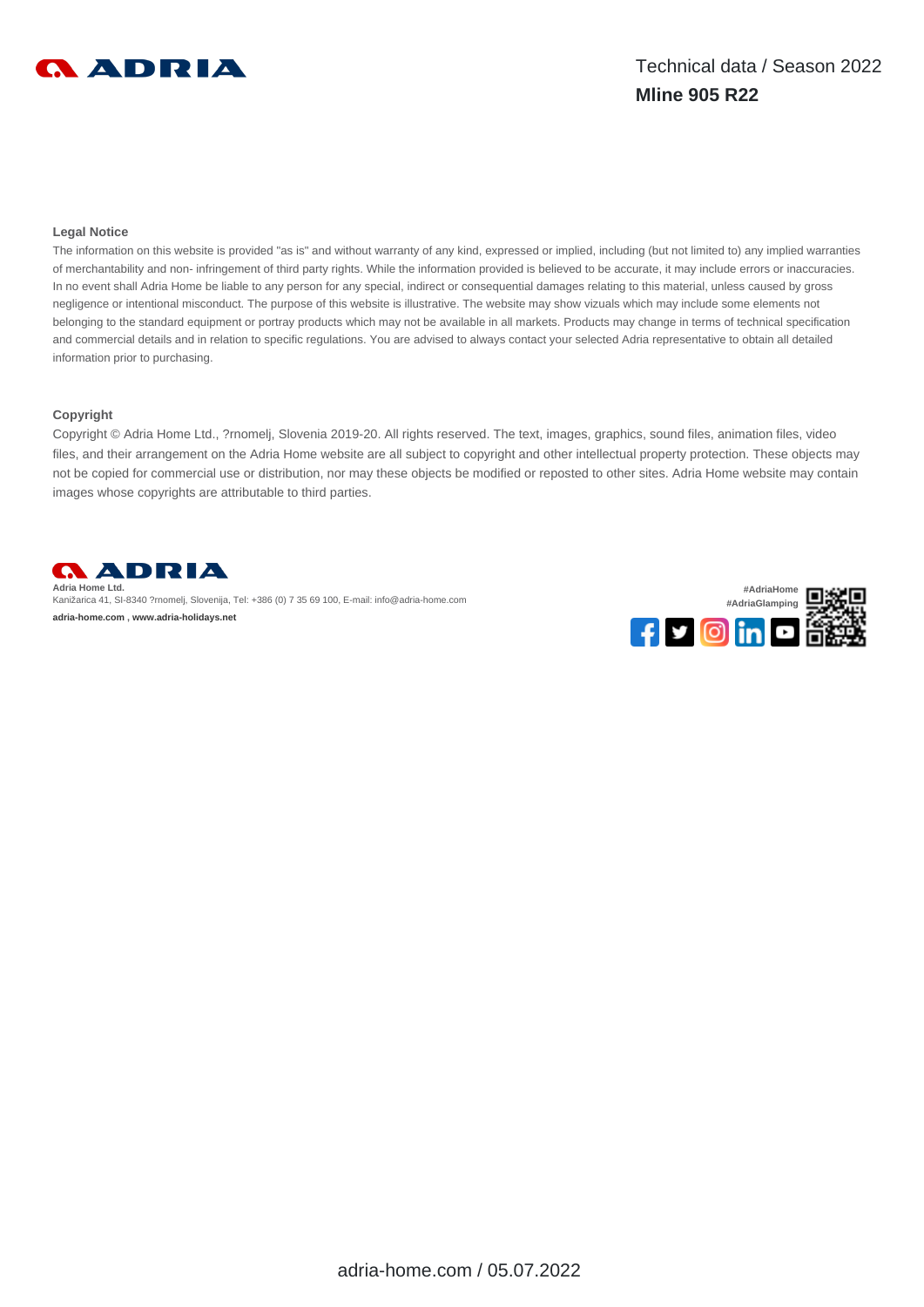Technical data / Season 2022

**Mline 905 R22**

### Legal Notice

The information on this website is provided "as is" and without warranty of any kind, expressed or implied, including (but not limited to) any implied warranties of merchantability and non- infringement of third party rights. While the information provided is believed to be accurate, it may include errors or inaccuracies. In no event shall Adria Home be liable to any person for any special, indirect or consequential damages relating to this material, unless caused by gross negligence or intentional misconduct. The purpose of this website is illustrative. The website may show vizuals which may include some elements not belonging to the standard equipment or portray products which may not be available in all markets. Products may change in terms of technical specification and commercial details and in relation to specific regulations. You are advised to always contact your selected Adria representative to obtain all detailed information prior to purchasing.

### Copyright

Copyright © Adria Home Ltd., ?rnomelj, Slovenia 2019-20. All rights reserved. The text, images, graphics, sound files, animation files, video files, and their arrangement on the Adria Home website are all subject to copyright and other intellectual property protection. These objects may not be copied for commercial use or distribution, nor may these objects be modified or reposted to other sites. Adria Home website may contain images whose copyrights are attributable to third parties.

**Adria Home Ltd.**
Kanižarica 41, SI-8340 ?rnomelj, Slovenija, Tel: +386 (0) 7 35 69 100, E-mail: info@adria-home.com
**adria-home.com , www.adria-holidays.net**

**#AdriaHome**
**#AdriaGlamping**